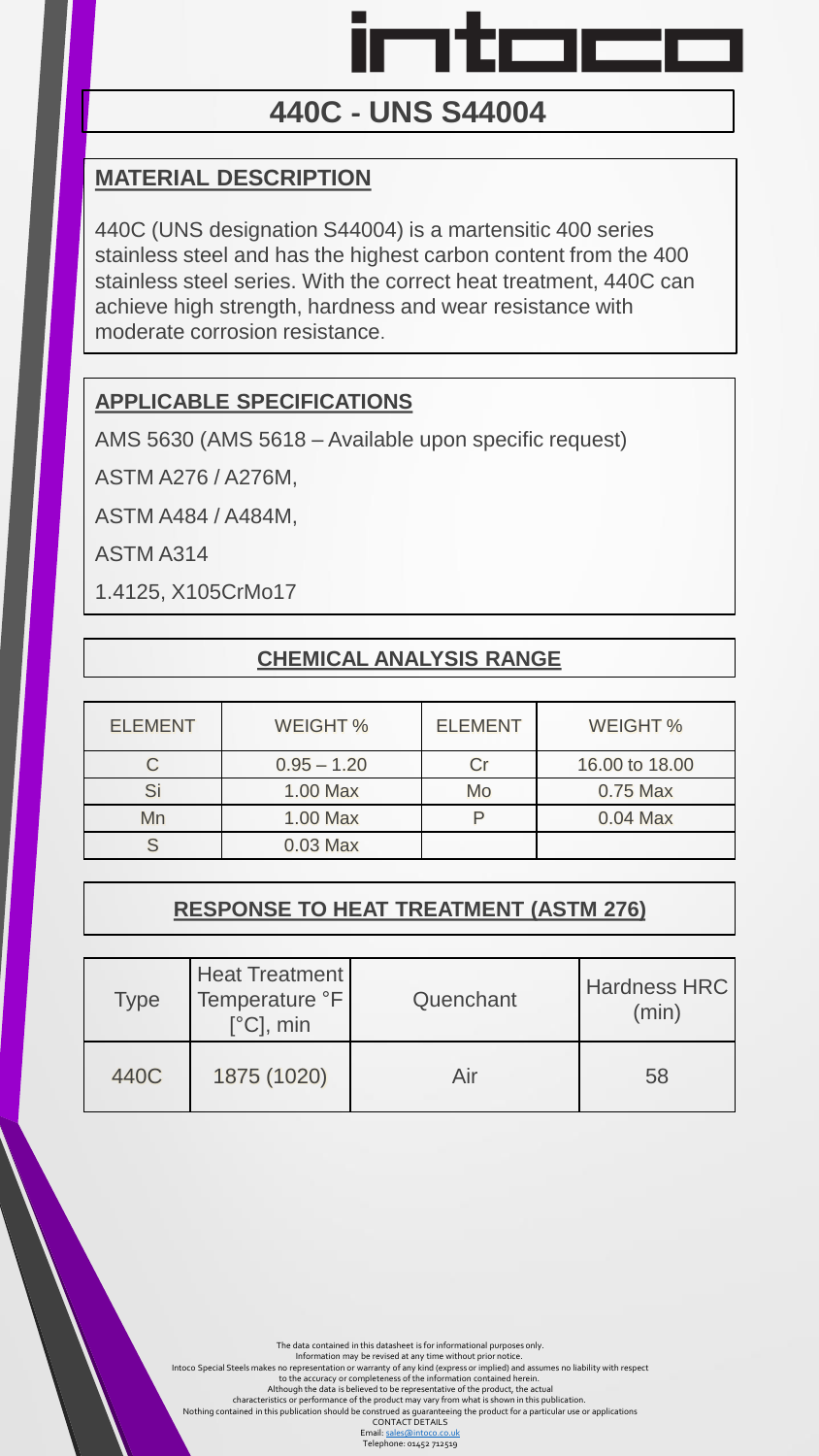intoco

# 440C - UNS S44004

## MATERIAL DESCRIPTION

440C (UNS designation S44004) is a martensitic 400 series stainless steel and has the highest carbon content from the 400 stainless steel series. With the correct heat treatment, 440C can achieve high strength, hardness and wear resistance with moderate corrosion resistance.

## APPLICABLE SPECIFICATIONS

AMS 5630 (AMS 5618 – Available upon specific request)

ASTM A276 / A276M,

ASTM A484 / A484M,

ASTM A314

1.4125, X105CrMo17

## CHEMICAL ANALYSIS RANGE

| ELEMENT | WEIGHT % | ELEMENT | WEIGHT % |
|---|---|---|---|
| C | 0.95 – 1.20 | Cr | 16.00 to 18.00 |
| Si | 1.00 Max | Mo | 0.75 Max |
| Mn | 1.00 Max | P | 0.04 Max |
| S | 0.03 Max | | |

## RESPONSE TO HEAT TREATMENT (ASTM 276)

| Type | Heat Treatment Temperature °F [°C], min | Quenchant | Hardness HRC (min) |
|---|---|---|---|
| 440C | 1875 (1020) | Air | 58 |

The data contained in this datasheet is for informational purposes only.
Information may be revised at any time without prior notice.
Intoco Special Steels makes no representation or warranty of any kind (express or implied) and assumes no liability with respect to the accuracy or completeness of the information contained herein.
Although the data is believed to be representative of the product, the actual characteristics or performance of the product may vary from what is shown in this publication.
Nothing contained in this publication should be construed as guaranteeing the product for a particular use or applications

CONTACT DETAILS
Email: sales@intoco.co.uk
Telephone: 01452 712519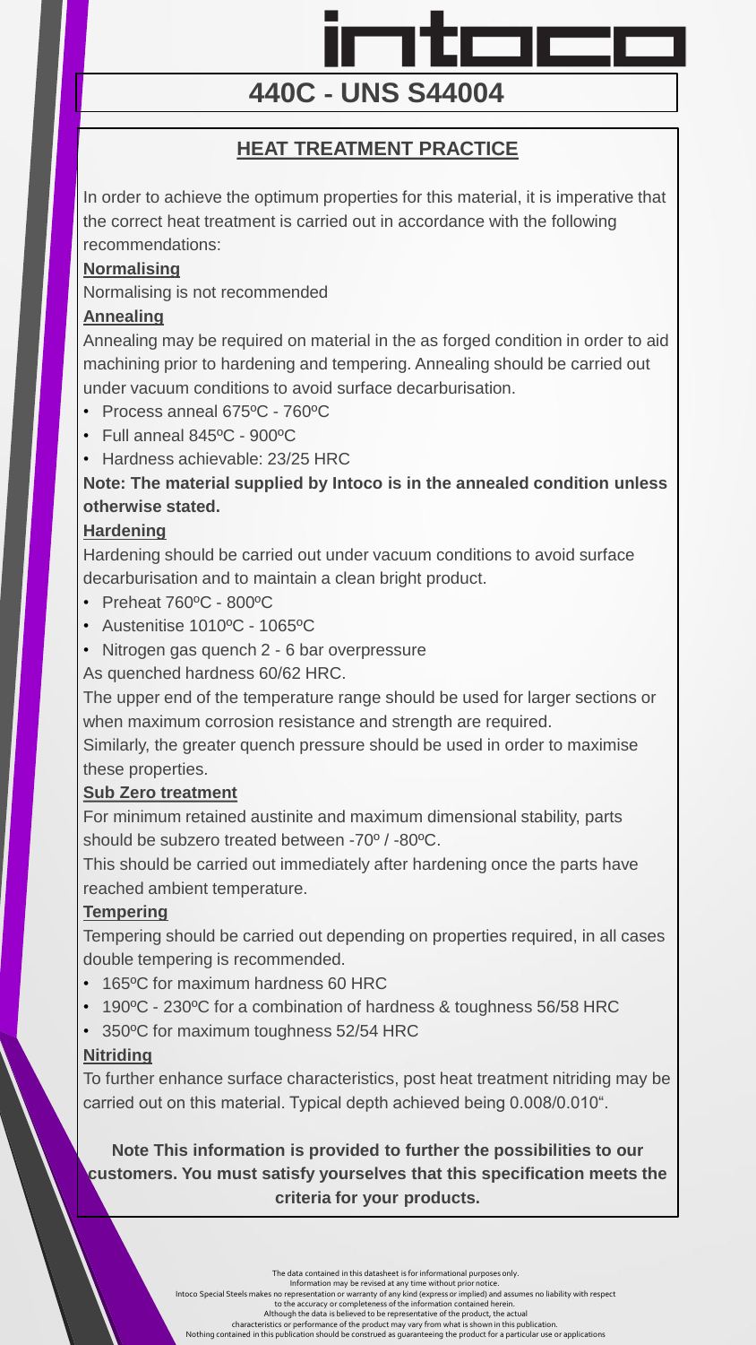# 440C - UNS S44004

## HEAT TREATMENT PRACTICE

In order to achieve the optimum properties for this material, it is imperative that the correct heat treatment is carried out in accordance with the following recommendations:

**Normalising**

Normalising is not recommended

**Annealing**

Annealing may be required on material in the as forged condition in order to aid machining prior to hardening and tempering. Annealing should be carried out under vacuum conditions to avoid surface decarburisation.

- Process anneal 675ºC - 760ºC
- Full anneal 845ºC - 900ºC
- Hardness achievable: 23/25 HRC

**Note: The material supplied by Intoco is in the annealed condition unless otherwise stated.**

**Hardening**

Hardening should be carried out under vacuum conditions to avoid surface decarburisation and to maintain a clean bright product.

- Preheat 760ºC - 800ºC
- Austenitise 1010ºC - 1065ºC
- Nitrogen gas quench 2 - 6 bar overpressure

As quenched hardness 60/62 HRC.

The upper end of the temperature range should be used for larger sections or when maximum corrosion resistance and strength are required.

Similarly, the greater quench pressure should be used in order to maximise these properties.

**Sub Zero treatment**

For minimum retained austinite and maximum dimensional stability, parts should be subzero treated between -70º / -80ºC.

This should be carried out immediately after hardening once the parts have reached ambient temperature.

**Tempering**

Tempering should be carried out depending on properties required, in all cases double tempering is recommended.

- 165ºC for maximum hardness 60 HRC
- 190ºC - 230ºC for a combination of hardness & toughness 56/58 HRC
- 350ºC for maximum toughness 52/54 HRC

**Nitriding**

To further enhance surface characteristics, post heat treatment nitriding may be carried out on this material. Typical depth achieved being 0.008/0.010".

**Note This information is provided to further the possibilities to our customers. You must satisfy yourselves that this specification meets the criteria for your products.**

The data contained in this datasheet is for informational purposes only.
Information may be revised at any time without prior notice.
Intoco Special Steels makes no representation or warranty of any kind (express or implied) and assumes no liability with respect to the accuracy or completeness of the information contained herein.
Although the data is believed to be representative of the product, the actual characteristics or performance of the product may vary from what is shown in this publication.
Nothing contained in this publication should be construed as guaranteeing the product for a particular use or applications